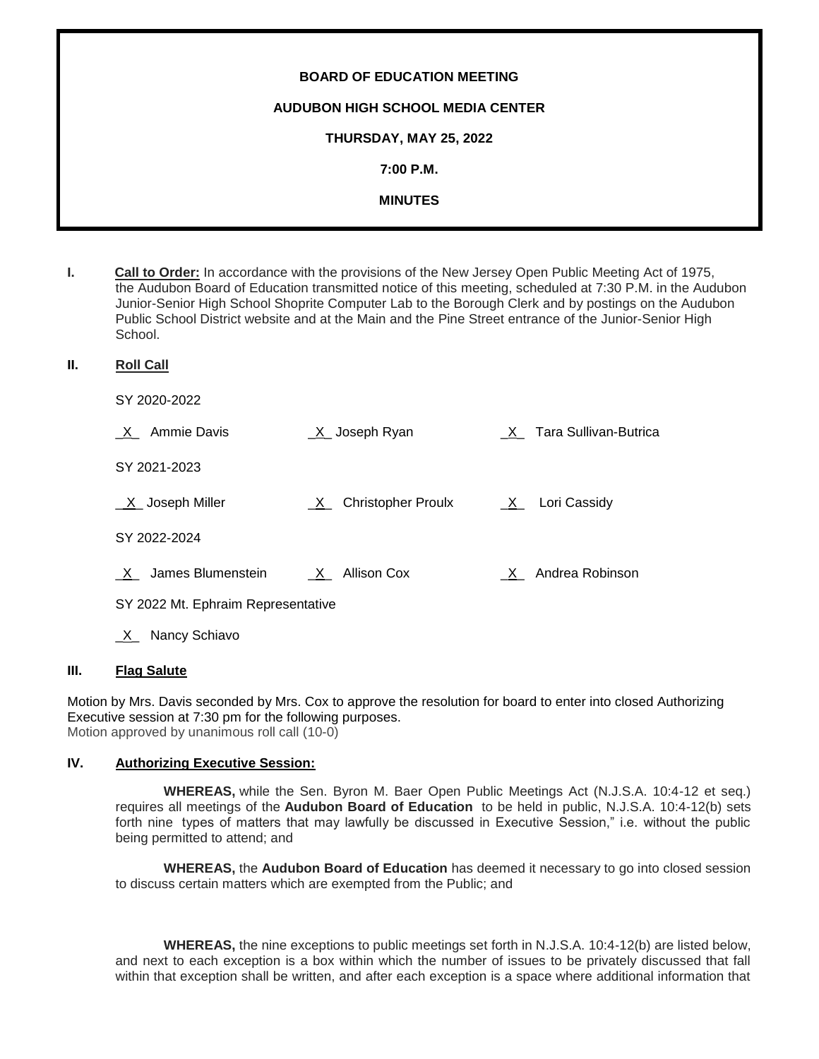**BOARD OF EDUCATION MEETING**

**AUDUBON HIGH SCHOOL MEDIA CENTER**

**THURSDAY, MAY 25, 2022**

**7:00 P.M.**

**MINUTES**

**I. Call to Order:** In accordance with the provisions of the New Jersey Open Public Meeting Act of 1975, the Audubon Board of Education transmitted notice of this meeting, scheduled at 7:30 P.M. in the Audubon Junior-Senior High School Shoprite Computer Lab to the Borough Clerk and by postings on the Audubon Public School District website and at the Main and the Pine Street entrance of the Junior-Senior High School.

**II. Roll Call**

SY 2020-2022

_X_ Ammie Davis    _X_ Joseph Ryan    _X_ Tara Sullivan-Butrica

SY 2021-2023

_X_ Joseph Miller    _X_ Christopher Proulx    _X_ Lori Cassidy

SY 2022-2024

_X_ James Blumenstein    _X_ Allison Cox    _X_ Andrea Robinson

SY 2022 Mt. Ephraim Representative

_X_ Nancy Schiavo

**III. Flag Salute**

Motion by Mrs. Davis seconded by Mrs. Cox to approve the resolution for board to enter into closed Authorizing Executive session at 7:30 pm for the following purposes.
Motion approved by unanimous roll call (10-0)

**IV. Authorizing Executive Session:**

**WHEREAS,** while the Sen. Byron M. Baer Open Public Meetings Act (N.J.S.A. 10:4-12 et seq.) requires all meetings of the **Audubon Board of Education** to be held in public, N.J.S.A. 10:4-12(b) sets forth nine types of matters that may lawfully be discussed in Executive Session," i.e. without the public being permitted to attend; and

**WHEREAS,** the **Audubon Board of Education** has deemed it necessary to go into closed session to discuss certain matters which are exempted from the Public; and

**WHEREAS,** the nine exceptions to public meetings set forth in N.J.S.A. 10:4-12(b) are listed below, and next to each exception is a box within which the number of issues to be privately discussed that fall within that exception shall be written, and after each exception is a space where additional information that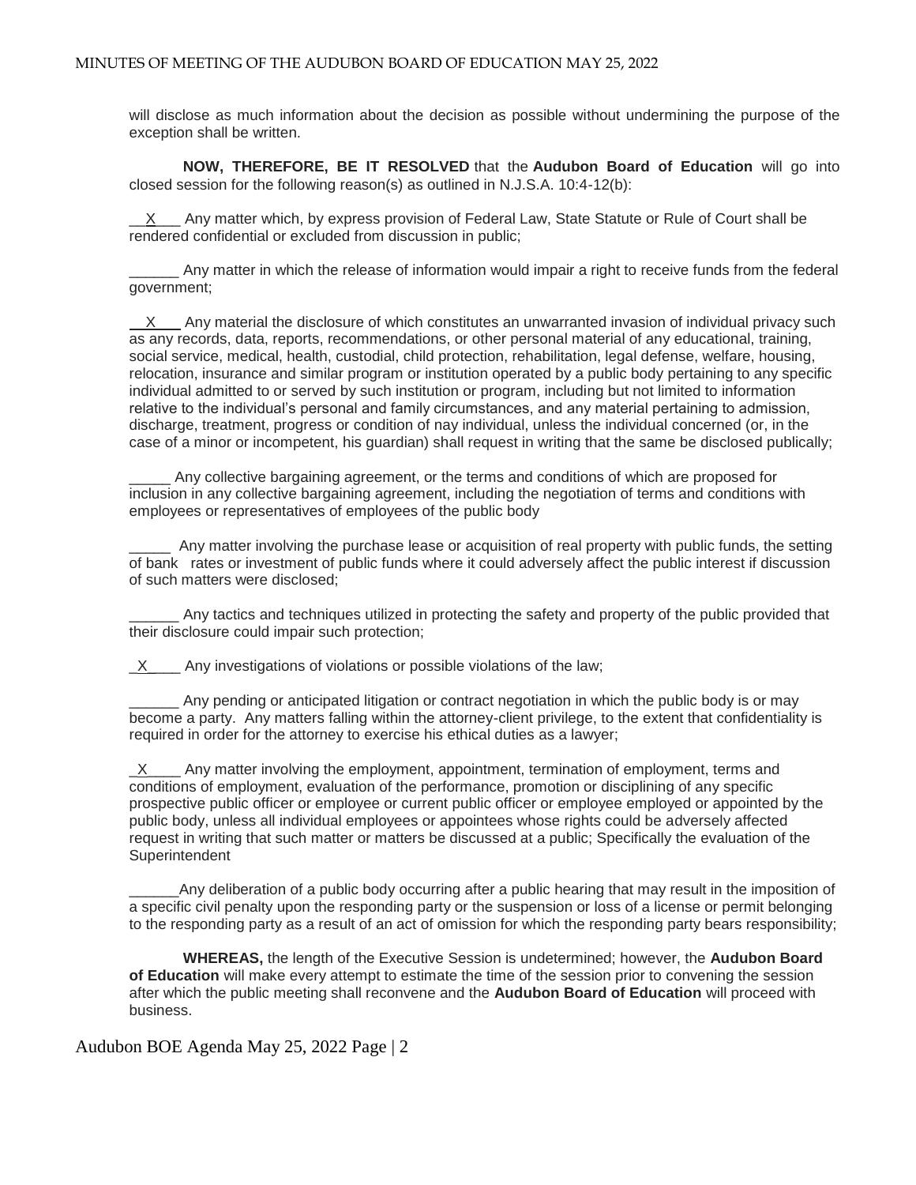will disclose as much information about the decision as possible without undermining the purpose of the exception shall be written.

**NOW, THEREFORE, BE IT RESOLVED** that the **Audubon Board of Education** will go into closed session for the following reason(s) as outlined in N.J.S.A. 10:4-12(b):

__X___ Any matter which, by express provision of Federal Law, State Statute or Rule of Court shall be rendered confidential or excluded from discussion in public;

______ Any matter in which the release of information would impair a right to receive funds from the federal government;

__X___ Any material the disclosure of which constitutes an unwarranted invasion of individual privacy such as any records, data, reports, recommendations, or other personal material of any educational, training, social service, medical, health, custodial, child protection, rehabilitation, legal defense, welfare, housing, relocation, insurance and similar program or institution operated by a public body pertaining to any specific individual admitted to or served by such institution or program, including but not limited to information relative to the individual's personal and family circumstances, and any material pertaining to admission, discharge, treatment, progress or condition of nay individual, unless the individual concerned (or, in the case of a minor or incompetent, his guardian) shall request in writing that the same be disclosed publically;

_____ Any collective bargaining agreement, or the terms and conditions of which are proposed for inclusion in any collective bargaining agreement, including the negotiation of terms and conditions with employees or representatives of employees of the public body

_____ Any matter involving the purchase lease or acquisition of real property with public funds, the setting of bank rates or investment of public funds where it could adversely affect the public interest if discussion of such matters were disclosed;

______ Any tactics and techniques utilized in protecting the safety and property of the public provided that their disclosure could impair such protection;

_X____ Any investigations of violations or possible violations of the law;

______ Any pending or anticipated litigation or contract negotiation in which the public body is or may become a party. Any matters falling within the attorney-client privilege, to the extent that confidentiality is required in order for the attorney to exercise his ethical duties as a lawyer;

_X____ Any matter involving the employment, appointment, termination of employment, terms and conditions of employment, evaluation of the performance, promotion or disciplining of any specific prospective public officer or employee or current public officer or employee employed or appointed by the public body, unless all individual employees or appointees whose rights could be adversely affected request in writing that such matter or matters be discussed at a public; Specifically the evaluation of the Superintendent

______Any deliberation of a public body occurring after a public hearing that may result in the imposition of a specific civil penalty upon the responding party or the suspension or loss of a license or permit belonging to the responding party as a result of an act of omission for which the responding party bears responsibility;

**WHEREAS,** the length of the Executive Session is undetermined; however, the **Audubon Board of Education** will make every attempt to estimate the time of the session prior to convening the session after which the public meeting shall reconvene and the **Audubon Board of Education** will proceed with business.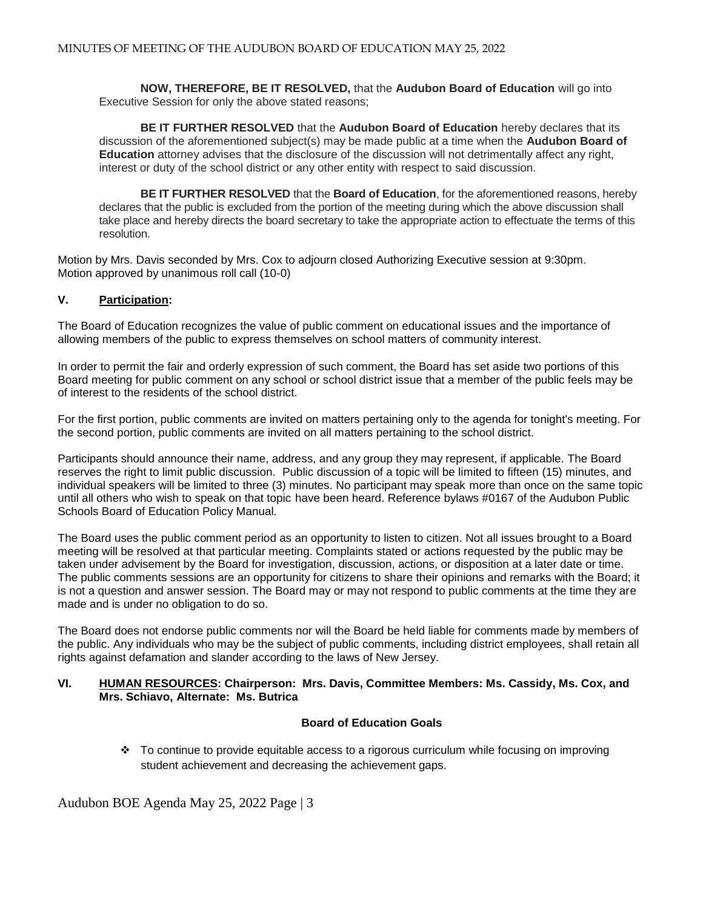**NOW, THEREFORE, BE IT RESOLVED,** that the **Audubon Board of Education** will go into Executive Session for only the above stated reasons;

**BE IT FURTHER RESOLVED** that the **Audubon Board of Education** hereby declares that its discussion of the aforementioned subject(s) may be made public at a time when the **Audubon Board of Education** attorney advises that the disclosure of the discussion will not detrimentally affect any right, interest or duty of the school district or any other entity with respect to said discussion.

**BE IT FURTHER RESOLVED** that the **Board of Education**, for the aforementioned reasons, hereby declares that the public is excluded from the portion of the meeting during which the above discussion shall take place and hereby directs the board secretary to take the appropriate action to effectuate the terms of this resolution.

Motion by Mrs. Davis seconded by Mrs. Cox to adjourn closed Authorizing Executive session at 9:30pm.
Motion approved by unanimous roll call (10-0)

## V. <u>Participation</u>:

The Board of Education recognizes the value of public comment on educational issues and the importance of allowing members of the public to express themselves on school matters of community interest.

In order to permit the fair and orderly expression of such comment, the Board has set aside two portions of this Board meeting for public comment on any school or school district issue that a member of the public feels may be of interest to the residents of the school district.

For the first portion, public comments are invited on matters pertaining only to the agenda for tonight's meeting. For the second portion, public comments are invited on all matters pertaining to the school district.

Participants should announce their name, address, and any group they may represent, if applicable. The Board reserves the right to limit public discussion. Public discussion of a topic will be limited to fifteen (15) minutes, and individual speakers will be limited to three (3) minutes. No participant may speak more than once on the same topic until all others who wish to speak on that topic have been heard. Reference bylaws #0167 of the Audubon Public Schools Board of Education Policy Manual.

The Board uses the public comment period as an opportunity to listen to citizen. Not all issues brought to a Board meeting will be resolved at that particular meeting. Complaints stated or actions requested by the public may be taken under advisement by the Board for investigation, discussion, actions, or disposition at a later date or time. The public comments sessions are an opportunity for citizens to share their opinions and remarks with the Board; it is not a question and answer session. The Board may or may not respond to public comments at the time they are made and is under no obligation to do so.

The Board does not endorse public comments nor will the Board be held liable for comments made by members of the public. Any individuals who may be the subject of public comments, including district employees, shall retain all rights against defamation and slander according to the laws of New Jersey.

## VI. <u>HUMAN RESOURCES</u>: Chairperson: Mrs. Davis, Committee Members: Ms. Cassidy, Ms. Cox, and Mrs. Schiavo, Alternate: Ms. Butrica

**Board of Education Goals**

- To continue to provide equitable access to a rigorous curriculum while focusing on improving student achievement and decreasing the achievement gaps.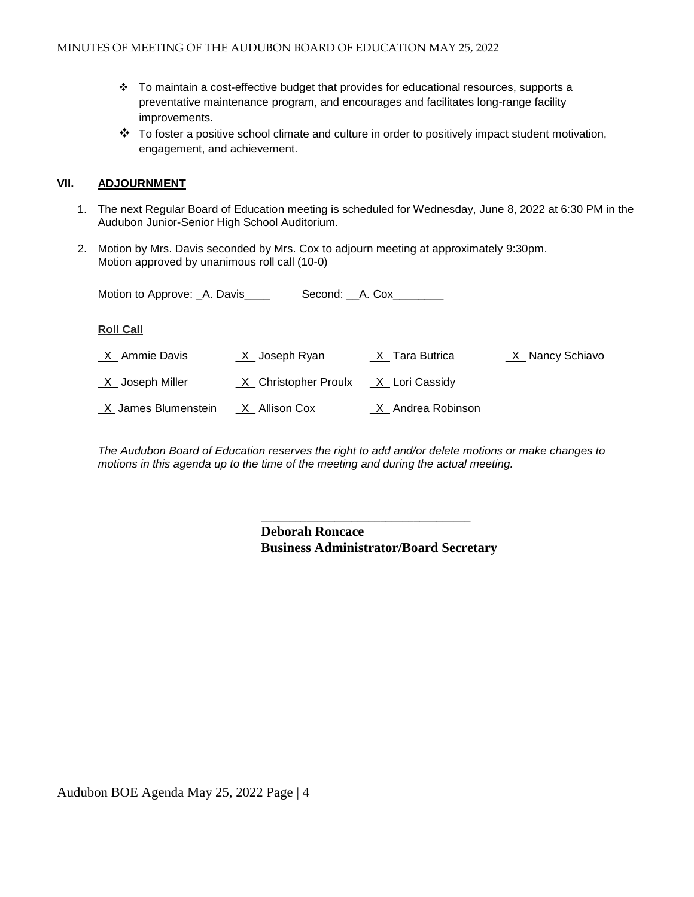- ❖ To maintain a cost-effective budget that provides for educational resources, supports a preventative maintenance program, and encourages and facilitates long-range facility improvements.
- ❖ To foster a positive school climate and culture in order to positively impact student motivation, engagement, and achievement.

## VII. ADJOURNMENT

1. The next Regular Board of Education meeting is scheduled for Wednesday, June 8, 2022 at 6:30 PM in the Audubon Junior-Senior High School Auditorium.

2. Motion by Mrs. Davis seconded by Mrs. Cox to adjourn meeting at approximately 9:30pm.
   Motion approved by unanimous roll call (10-0)

   Motion to Approve: _A. Davis____ Second: __A. Cox________

   **Roll Call**

   | | | | |
   |---|---|---|---|
   | _X_ Ammie Davis | _X_ Joseph Ryan | _X_ Tara Butrica | _X_ Nancy Schiavo |
   | _X_ Joseph Miller | _X_ Christopher Proulx | _X_ Lori Cassidy | |
   | _X_ James Blumenstein | _X_ Allison Cox | _X_ Andrea Robinson | |

   *The Audubon Board of Education reserves the right to add and/or delete motions or make changes to motions in this agenda up to the time of the meeting and during the actual meeting.*

________________________________

**Deborah Roncace**
**Business Administrator/Board Secretary**